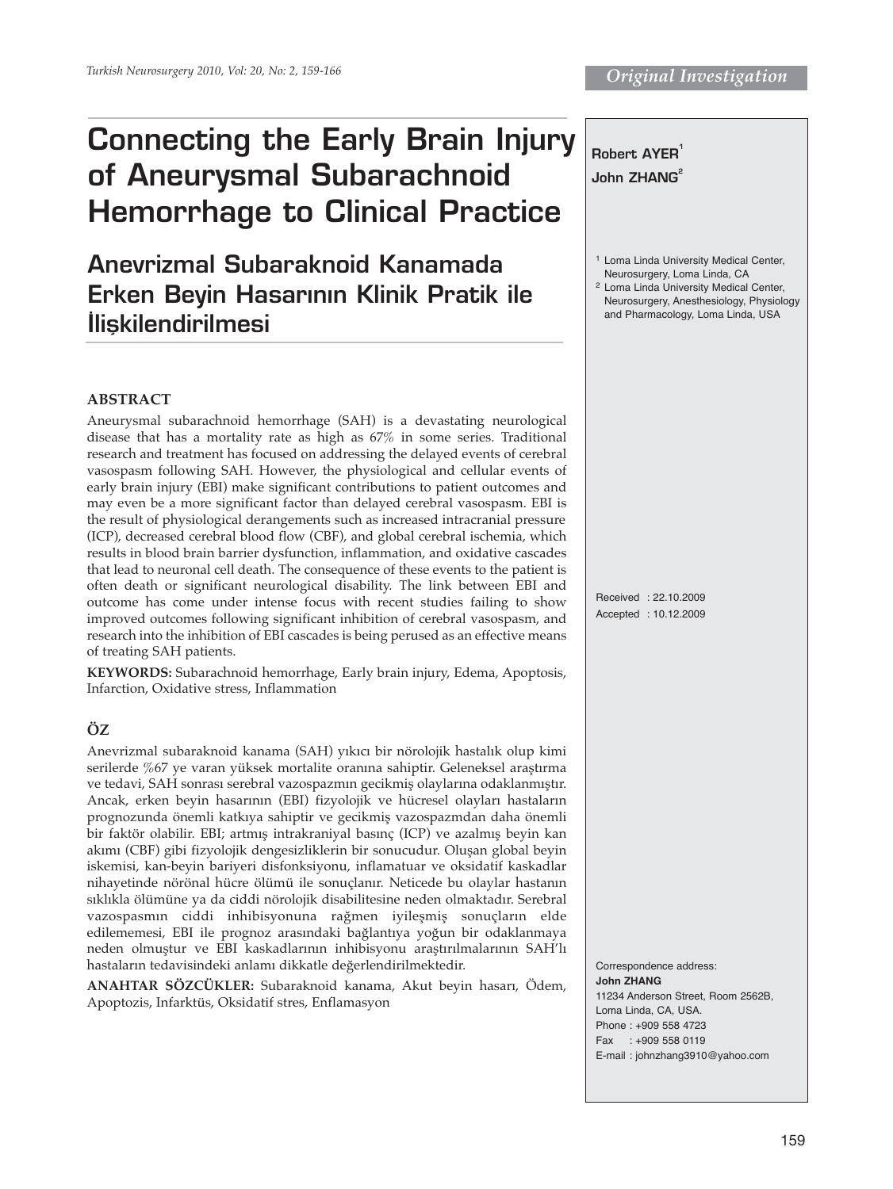*Original Investigation*

# Connecting the Early Brain Injury of Aneurysmal Subarachnoid Hemorrhage to Clinical Practice

# Anevrizmal Subaraknoid Kanamada Erken Beyin Hasarının Klinik Pratik ile İlişkilendirilmesi

**Robert AYER**[1]
**John ZHANG**[2]

[1] Loma Linda University Medical Center, Neurosurgery, Loma Linda, CA
[2] Loma Linda University Medical Center, Neurosurgery, Anesthesiology, Physiology and Pharmacology, Loma Linda, USA

## ABSTRACT

Aneurysmal subarachnoid hemorrhage (SAH) is a devastating neurological disease that has a mortality rate as high as 67% in some series. Traditional research and treatment has focused on addressing the delayed events of cerebral vasospasm following SAH. However, the physiological and cellular events of early brain injury (EBI) make significant contributions to patient outcomes and may even be a more significant factor than delayed cerebral vasospasm. EBI is the result of physiological derangements such as increased intracranial pressure (ICP), decreased cerebral blood flow (CBF), and global cerebral ischemia, which results in blood brain barrier dysfunction, inflammation, and oxidative cascades that lead to neuronal cell death. The consequence of these events to the patient is often death or significant neurological disability. The link between EBI and outcome has come under intense focus with recent studies failing to show improved outcomes following significant inhibition of cerebral vasospasm, and research into the inhibition of EBI cascades is being perused as an effective means of treating SAH patients.

**KEYWORDS:** Subarachnoid hemorrhage, Early brain injury, Edema, Apoptosis, Infarction, Oxidative stress, Inflammation

## ÖZ

Anevrizmal subaraknoid kanama (SAH) yıkıcı bir nörolojik hastalık olup kimi serilerde %67 ye varan yüksek mortalite oranına sahiptir. Geleneksel araştırma ve tedavi, SAH sonrası serebral vazospazmın gecikmiş olaylarına odaklanmıştır. Ancak, erken beyin hasarının (EBI) fizyolojik ve hücresel olayları hastaların prognozunda önemli katkıya sahiptir ve gecikmiş vazospazmdan daha önemli bir faktör olabilir. EBI; artmış intrakraniyal basınç (ICP) ve azalmış beyin kan akımı (CBF) gibi fizyolojik dengesizliklerin bir sonucudur. Oluşan global beyin iskemisi, kan-beyin bariyeri disfonksiyonu, inflamatuar ve oksidatif kaskadlar nihayetinde nöronal hücre ölümü ile sonuçlanır. Neticede bu olaylar hastanın sıklıkla ölümüne ya da ciddi nörolojik disabilitesine neden olmaktadır. Serebral vazospasmın ciddi inhibisyonuna rağmen iyileşmiş sonuçların elde edilememesi, EBI ile prognoz arasındaki bağlantıya yoğun bir odaklanmaya neden olmuştur ve EBI kaskadlarının inhibisyonu araştırılmalarının SAH'lı hastaların tedavisindeki anlamı dikkatle değerlendirilmektedir.

**ANAHTAR SÖZCÜKLER:** Subaraknoid kanama, Akut beyin hasarı, Ödem, Apoptozis, Infarktüs, Oksidatif stres, Enflamasyon

Received : 22.10.2009
Accepted : 10.12.2009

Correspondence address:
**John ZHANG**
11234 Anderson Street, Room 2562B,
Loma Linda, CA, USA.
Phone : +909 558 4723
Fax : +909 558 0119
E-mail : johnzhang3910@yahoo.com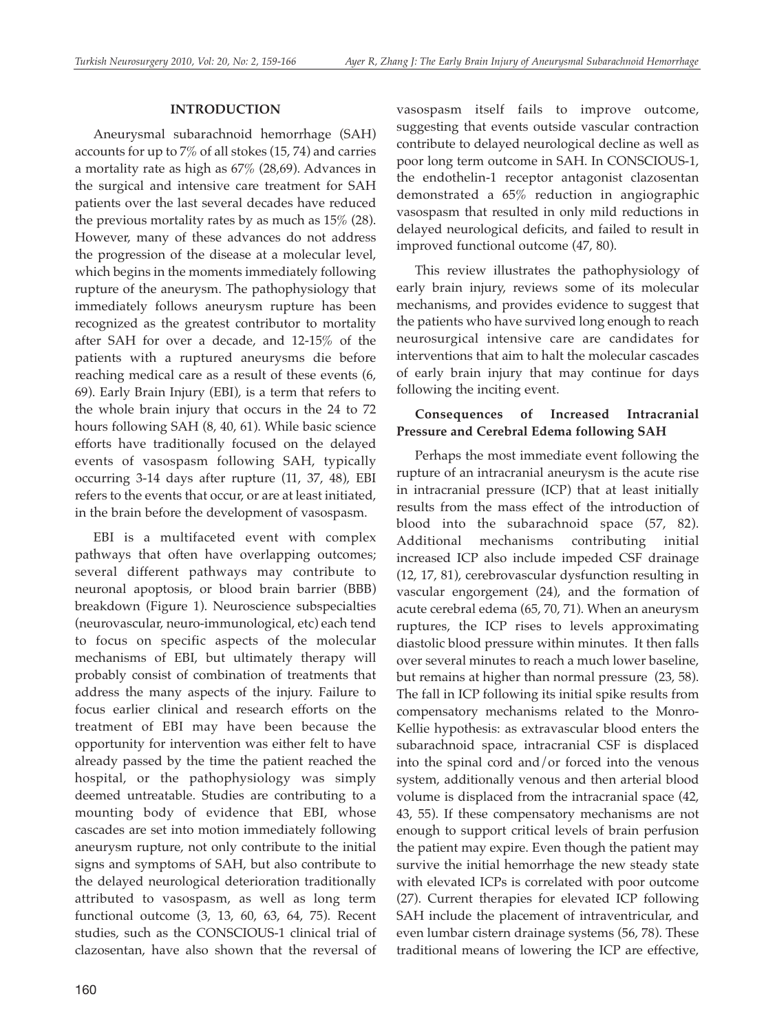## INTRODUCTION

Aneurysmal subarachnoid hemorrhage (SAH) accounts for up to 7% of all stokes (15, 74) and carries a mortality rate as high as 67% (28,69). Advances in the surgical and intensive care treatment for SAH patients over the last several decades have reduced the previous mortality rates by as much as 15% (28). However, many of these advances do not address the progression of the disease at a molecular level, which begins in the moments immediately following rupture of the aneurysm. The pathophysiology that immediately follows aneurysm rupture has been recognized as the greatest contributor to mortality after SAH for over a decade, and 12-15% of the patients with a ruptured aneurysms die before reaching medical care as a result of these events (6, 69). Early Brain Injury (EBI), is a term that refers to the whole brain injury that occurs in the 24 to 72 hours following SAH (8, 40, 61). While basic science efforts have traditionally focused on the delayed events of vasospasm following SAH, typically occurring 3-14 days after rupture (11, 37, 48), EBI refers to the events that occur, or are at least initiated, in the brain before the development of vasospasm.

EBI is a multifaceted event with complex pathways that often have overlapping outcomes; several different pathways may contribute to neuronal apoptosis, or blood brain barrier (BBB) breakdown (Figure 1). Neuroscience subspecialties (neurovascular, neuro-immunological, etc) each tend to focus on specific aspects of the molecular mechanisms of EBI, but ultimately therapy will probably consist of combination of treatments that address the many aspects of the injury. Failure to focus earlier clinical and research efforts on the treatment of EBI may have been because the opportunity for intervention was either felt to have already passed by the time the patient reached the hospital, or the pathophysiology was simply deemed untreatable. Studies are contributing to a mounting body of evidence that EBI, whose cascades are set into motion immediately following aneurysm rupture, not only contribute to the initial signs and symptoms of SAH, but also contribute to the delayed neurological deterioration traditionally attributed to vasospasm, as well as long term functional outcome (3, 13, 60, 63, 64, 75). Recent studies, such as the CONSCIOUS-1 clinical trial of clazosentan, have also shown that the reversal of vasospasm itself fails to improve outcome, suggesting that events outside vascular contraction contribute to delayed neurological decline as well as poor long term outcome in SAH. In CONSCIOUS-1, the endothelin-1 receptor antagonist clazosentan demonstrated a 65% reduction in angiographic vasospasm that resulted in only mild reductions in delayed neurological deficits, and failed to result in improved functional outcome (47, 80).

This review illustrates the pathophysiology of early brain injury, reviews some of its molecular mechanisms, and provides evidence to suggest that the patients who have survived long enough to reach neurosurgical intensive care are candidates for interventions that aim to halt the molecular cascades of early brain injury that may continue for days following the inciting event.

### Consequences of Increased Intracranial Pressure and Cerebral Edema following SAH

Perhaps the most immediate event following the rupture of an intracranial aneurysm is the acute rise in intracranial pressure (ICP) that at least initially results from the mass effect of the introduction of blood into the subarachnoid space (57, 82). Additional mechanisms contributing initial increased ICP also include impeded CSF drainage (12, 17, 81), cerebrovascular dysfunction resulting in vascular engorgement (24), and the formation of acute cerebral edema (65, 70, 71). When an aneurysm ruptures, the ICP rises to levels approximating diastolic blood pressure within minutes. It then falls over several minutes to reach a much lower baseline, but remains at higher than normal pressure (23, 58). The fall in ICP following its initial spike results from compensatory mechanisms related to the Monro-Kellie hypothesis: as extravascular blood enters the subarachnoid space, intracranial CSF is displaced into the spinal cord and/or forced into the venous system, additionally venous and then arterial blood volume is displaced from the intracranial space (42, 43, 55). If these compensatory mechanisms are not enough to support critical levels of brain perfusion the patient may expire. Even though the patient may survive the initial hemorrhage the new steady state with elevated ICPs is correlated with poor outcome (27). Current therapies for elevated ICP following SAH include the placement of intraventricular, and even lumbar cistern drainage systems (56, 78). These traditional means of lowering the ICP are effective,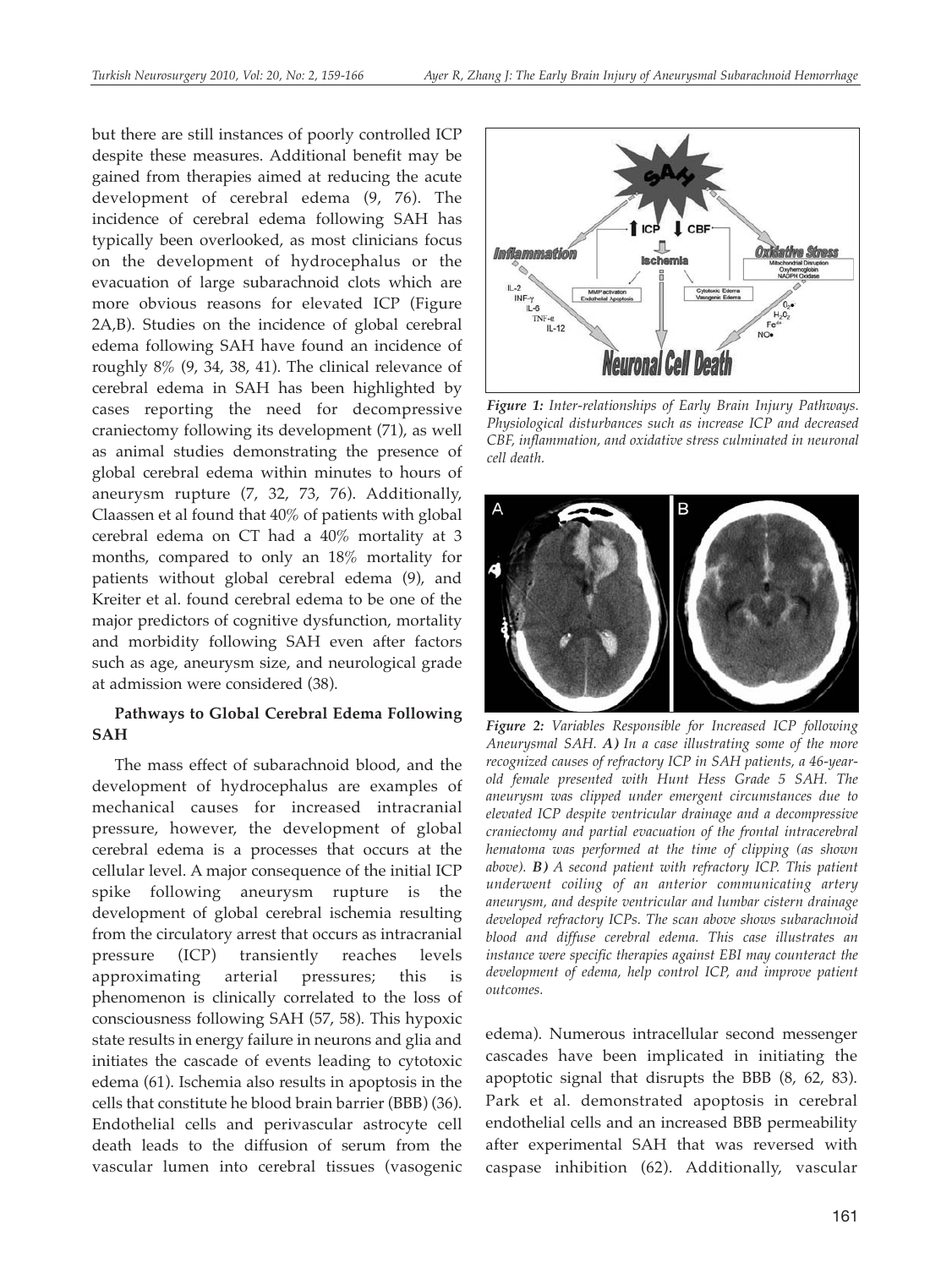but there are still instances of poorly controlled ICP despite these measures. Additional benefit may be gained from therapies aimed at reducing the acute development of cerebral edema (9, 76). The incidence of cerebral edema following SAH has typically been overlooked, as most clinicians focus on the development of hydrocephalus or the evacuation of large subarachnoid clots which are more obvious reasons for elevated ICP (Figure 2A,B). Studies on the incidence of global cerebral edema following SAH have found an incidence of roughly 8% (9, 34, 38, 41). The clinical relevance of cerebral edema in SAH has been highlighted by cases reporting the need for decompressive craniectomy following its development (71), as well as animal studies demonstrating the presence of global cerebral edema within minutes to hours of aneurysm rupture (7, 32, 73, 76). Additionally, Claassen et al found that 40% of patients with global cerebral edema on CT had a 40% mortality at 3 months, compared to only an 18% mortality for patients without global cerebral edema (9), and Kreiter et al. found cerebral edema to be one of the major predictors of cognitive dysfunction, mortality and morbidity following SAH even after factors such as age, aneurysm size, and neurological grade at admission were considered (38).

### Pathways to Global Cerebral Edema Following SAH

The mass effect of subarachnoid blood, and the development of hydrocephalus are examples of mechanical causes for increased intracranial pressure, however, the development of global cerebral edema is a processes that occurs at the cellular level. A major consequence of the initial ICP spike following aneurysm rupture is the development of global cerebral ischemia resulting from the circulatory arrest that occurs as intracranial pressure (ICP) transiently reaches levels approximating arterial pressures; this is phenomenon is clinically correlated to the loss of consciousness following SAH (57, 58). This hypoxic state results in energy failure in neurons and glia and initiates the cascade of events leading to cytotoxic edema (61). Ischemia also results in apoptosis in the cells that constitute he blood brain barrier (BBB) (36). Endothelial cells and perivascular astrocyte cell death leads to the diffusion of serum from the vascular lumen into cerebral tissues (vasogenic edema). Numerous intracellular second messenger cascades have been implicated in initiating the apoptotic signal that disrupts the BBB (8, 62, 83). Park et al. demonstrated apoptosis in cerebral endothelial cells and an increased BBB permeability after experimental SAH that was reversed with caspase inhibition (62). Additionally, vascular

*Figure 1: Inter-relationships of Early Brain Injury Pathways. Physiological disturbances such as increase ICP and decreased CBF, inflammation, and oxidative stress culminated in neuronal cell death.*

*Figure 2: Variables Responsible for Increased ICP following Aneurysmal SAH.* ***A)*** *In a case illustrating some of the more recognized causes of refractory ICP in SAH patients, a 46-year-old female presented with Hunt Hess Grade 5 SAH. The aneurysm was clipped under emergent circumstances due to elevated ICP despite ventricular drainage and a decompressive craniectomy and partial evacuation of the frontal intracerebral hematoma was performed at the time of clipping (as shown above).* ***B)*** *A second patient with refractory ICP. This patient underwent coiling of an anterior communicating artery aneurysm, and despite ventricular and lumbar cistern drainage developed refractory ICPs. The scan above shows subarachnoid blood and diffuse cerebral edema. This case illustrates an instance were specific therapies against EBI may counteract the development of edema, help control ICP, and improve patient outcomes.*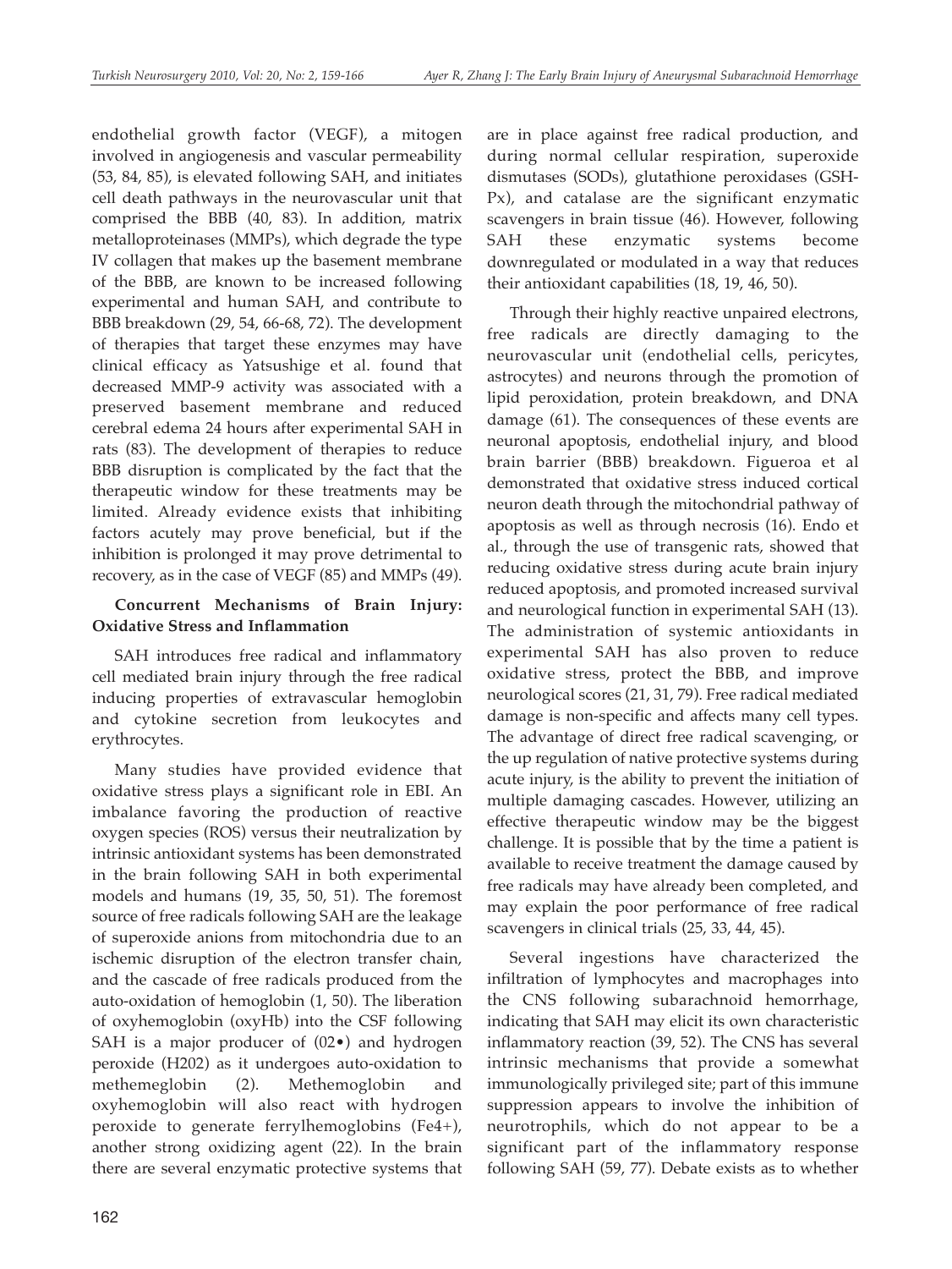endothelial growth factor (VEGF), a mitogen involved in angiogenesis and vascular permeability (53, 84, 85), is elevated following SAH, and initiates cell death pathways in the neurovascular unit that comprised the BBB (40, 83). In addition, matrix metalloproteinases (MMPs), which degrade the type IV collagen that makes up the basement membrane of the BBB, are known to be increased following experimental and human SAH, and contribute to BBB breakdown (29, 54, 66-68, 72). The development of therapies that target these enzymes may have clinical efficacy as Yatsushige et al. found that decreased MMP-9 activity was associated with a preserved basement membrane and reduced cerebral edema 24 hours after experimental SAH in rats (83). The development of therapies to reduce BBB disruption is complicated by the fact that the therapeutic window for these treatments may be limited. Already evidence exists that inhibiting factors acutely may prove beneficial, but if the inhibition is prolonged it may prove detrimental to recovery, as in the case of VEGF (85) and MMPs (49).

**Concurrent Mechanisms of Brain Injury: Oxidative Stress and Inflammation**

SAH introduces free radical and inflammatory cell mediated brain injury through the free radical inducing properties of extravascular hemoglobin and cytokine secretion from leukocytes and erythrocytes.

Many studies have provided evidence that oxidative stress plays a significant role in EBI. An imbalance favoring the production of reactive oxygen species (ROS) versus their neutralization by intrinsic antioxidant systems has been demonstrated in the brain following SAH in both experimental models and humans (19, 35, 50, 51). The foremost source of free radicals following SAH are the leakage of superoxide anions from mitochondria due to an ischemic disruption of the electron transfer chain, and the cascade of free radicals produced from the auto-oxidation of hemoglobin (1, 50). The liberation of oxyhemoglobin (oxyHb) into the CSF following SAH is a major producer of (02•) and hydrogen peroxide (H202) as it undergoes auto-oxidation to methemeglobin (2). Methemoglobin and oxyhemoglobin will also react with hydrogen peroxide to generate ferrylhemoglobins (Fe4+), another strong oxidizing agent (22). In the brain there are several enzymatic protective systems that are in place against free radical production, and during normal cellular respiration, superoxide dismutases (SODs), glutathione peroxidases (GSH-Px), and catalase are the significant enzymatic scavengers in brain tissue (46). However, following SAH these enzymatic systems become downregulated or modulated in a way that reduces their antioxidant capabilities (18, 19, 46, 50).

Through their highly reactive unpaired electrons, free radicals are directly damaging to the neurovascular unit (endothelial cells, pericytes, astrocytes) and neurons through the promotion of lipid peroxidation, protein breakdown, and DNA damage (61). The consequences of these events are neuronal apoptosis, endothelial injury, and blood brain barrier (BBB) breakdown. Figueroa et al demonstrated that oxidative stress induced cortical neuron death through the mitochondrial pathway of apoptosis as well as through necrosis (16). Endo et al., through the use of transgenic rats, showed that reducing oxidative stress during acute brain injury reduced apoptosis, and promoted increased survival and neurological function in experimental SAH (13). The administration of systemic antioxidants in experimental SAH has also proven to reduce oxidative stress, protect the BBB, and improve neurological scores (21, 31, 79). Free radical mediated damage is non-specific and affects many cell types. The advantage of direct free radical scavenging, or the up regulation of native protective systems during acute injury, is the ability to prevent the initiation of multiple damaging cascades. However, utilizing an effective therapeutic window may be the biggest challenge. It is possible that by the time a patient is available to receive treatment the damage caused by free radicals may have already been completed, and may explain the poor performance of free radical scavengers in clinical trials (25, 33, 44, 45).

Several ingestions have characterized the infiltration of lymphocytes and macrophages into the CNS following subarachnoid hemorrhage, indicating that SAH may elicit its own characteristic inflammatory reaction (39, 52). The CNS has several intrinsic mechanisms that provide a somewhat immunologically privileged site; part of this immune suppression appears to involve the inhibition of neurotrophils, which do not appear to be a significant part of the inflammatory response following SAH (59, 77). Debate exists as to whether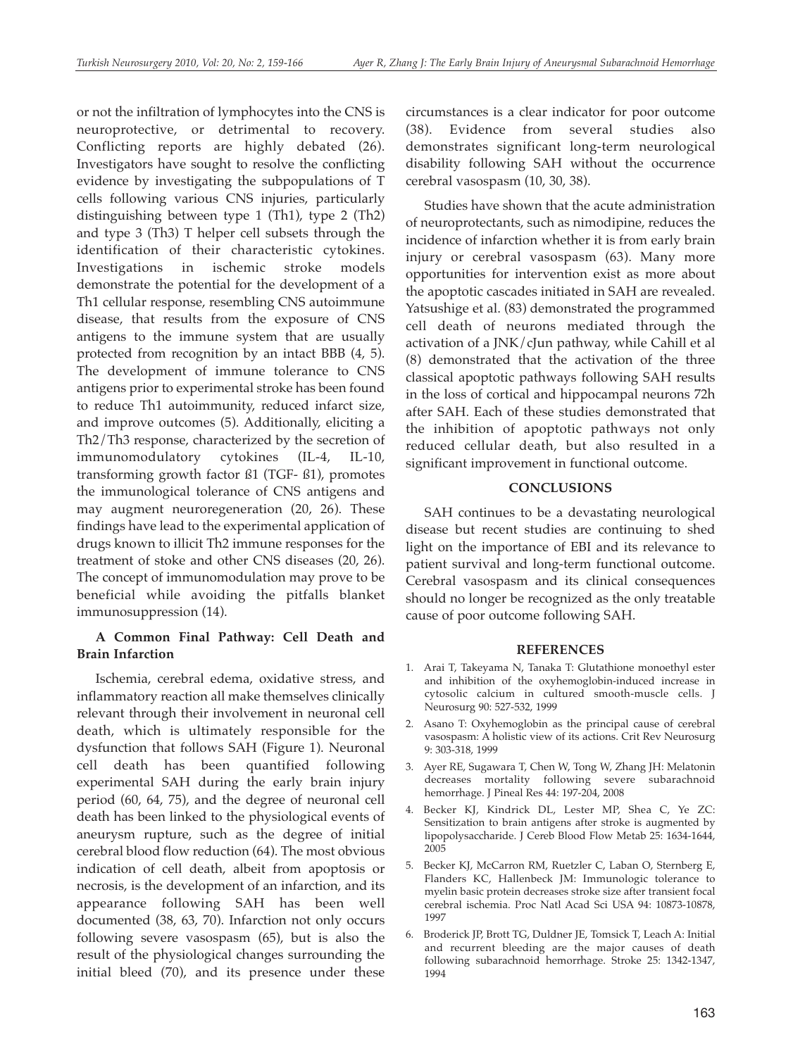or not the infiltration of lymphocytes into the CNS is neuroprotective, or detrimental to recovery. Conflicting reports are highly debated (26). Investigators have sought to resolve the conflicting evidence by investigating the subpopulations of T cells following various CNS injuries, particularly distinguishing between type 1 (Th1), type 2 (Th2) and type 3 (Th3) T helper cell subsets through the identification of their characteristic cytokines. Investigations in ischemic stroke models demonstrate the potential for the development of a Th1 cellular response, resembling CNS autoimmune disease, that results from the exposure of CNS antigens to the immune system that are usually protected from recognition by an intact BBB (4, 5). The development of immune tolerance to CNS antigens prior to experimental stroke has been found to reduce Th1 autoimmunity, reduced infarct size, and improve outcomes (5). Additionally, eliciting a Th2/Th3 response, characterized by the secretion of immunomodulatory cytokines (IL-4, IL-10, transforming growth factor ß1 (TGF- ß1), promotes the immunological tolerance of CNS antigens and may augment neuroregeneration (20, 26). These findings have lead to the experimental application of drugs known to illicit Th2 immune responses for the treatment of stoke and other CNS diseases (20, 26). The concept of immunomodulation may prove to be beneficial while avoiding the pitfalls blanket immunosuppression (14).

### A Common Final Pathway: Cell Death and Brain Infarction

Ischemia, cerebral edema, oxidative stress, and inflammatory reaction all make themselves clinically relevant through their involvement in neuronal cell death, which is ultimately responsible for the dysfunction that follows SAH (Figure 1). Neuronal cell death has been quantified following experimental SAH during the early brain injury period (60, 64, 75), and the degree of neuronal cell death has been linked to the physiological events of aneurysm rupture, such as the degree of initial cerebral blood flow reduction (64). The most obvious indication of cell death, albeit from apoptosis or necrosis, is the development of an infarction, and its appearance following SAH has been well documented (38, 63, 70). Infarction not only occurs following severe vasospasm (65), but is also the result of the physiological changes surrounding the initial bleed (70), and its presence under these circumstances is a clear indicator for poor outcome (38). Evidence from several studies also demonstrates significant long-term neurological disability following SAH without the occurrence cerebral vasospasm (10, 30, 38).

Studies have shown that the acute administration of neuroprotectants, such as nimodipine, reduces the incidence of infarction whether it is from early brain injury or cerebral vasospasm (63). Many more opportunities for intervention exist as more about the apoptotic cascades initiated in SAH are revealed. Yatsushige et al. (83) demonstrated the programmed cell death of neurons mediated through the activation of a JNK/cJun pathway, while Cahill et al (8) demonstrated that the activation of the three classical apoptotic pathways following SAH results in the loss of cortical and hippocampal neurons 72h after SAH. Each of these studies demonstrated that the inhibition of apoptotic pathways not only reduced cellular death, but also resulted in a significant improvement in functional outcome.

## CONCLUSIONS

SAH continues to be a devastating neurological disease but recent studies are continuing to shed light on the importance of EBI and its relevance to patient survival and long-term functional outcome. Cerebral vasospasm and its clinical consequences should no longer be recognized as the only treatable cause of poor outcome following SAH.

## REFERENCES

1. Arai T, Takeyama N, Tanaka T: Glutathione monoethyl ester and inhibition of the oxyhemoglobin-induced increase in cytosolic calcium in cultured smooth-muscle cells. J Neurosurg 90: 527-532, 1999
2. Asano T: Oxyhemoglobin as the principal cause of cerebral vasospasm: A holistic view of its actions. Crit Rev Neurosurg 9: 303-318, 1999
3. Ayer RE, Sugawara T, Chen W, Tong W, Zhang JH: Melatonin decreases mortality following severe subarachnoid hemorrhage. J Pineal Res 44: 197-204, 2008
4. Becker KJ, Kindrick DL, Lester MP, Shea C, Ye ZC: Sensitization to brain antigens after stroke is augmented by lipopolysaccharide. J Cereb Blood Flow Metab 25: 1634-1644, 2005
5. Becker KJ, McCarron RM, Ruetzler C, Laban O, Sternberg E, Flanders KC, Hallenbeck JM: Immunologic tolerance to myelin basic protein decreases stroke size after transient focal cerebral ischemia. Proc Natl Acad Sci USA 94: 10873-10878, 1997
6. Broderick JP, Brott TG, Duldner JE, Tomsick T, Leach A: Initial and recurrent bleeding are the major causes of death following subarachnoid hemorrhage. Stroke 25: 1342-1347, 1994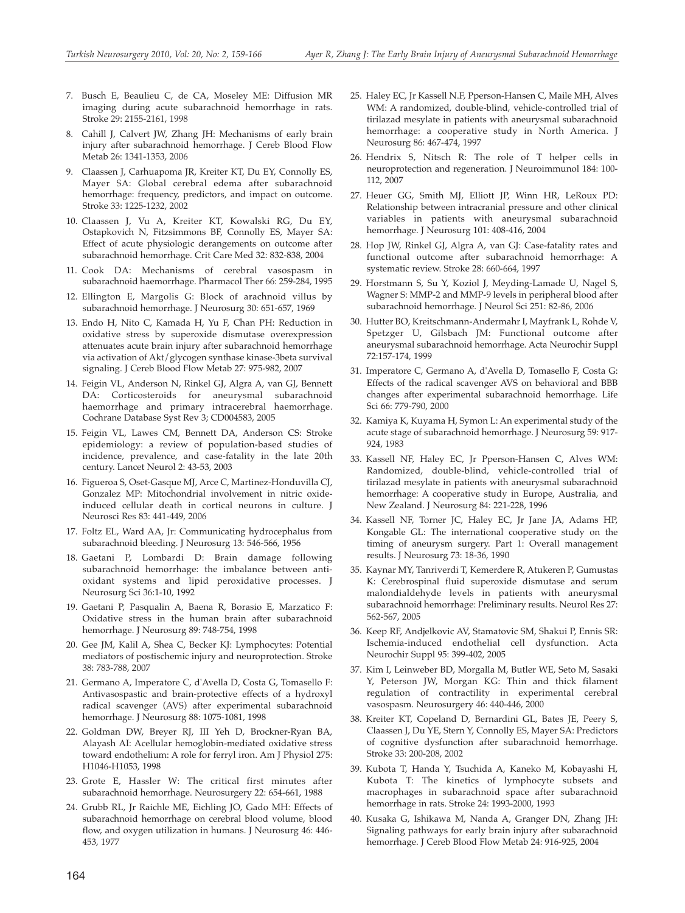7. Busch E, Beaulieu C, de CA, Moseley ME: Diffusion MR imaging during acute subarachnoid hemorrhage in rats. Stroke 29: 2155-2161, 1998

8. Cahill J, Calvert JW, Zhang JH: Mechanisms of early brain injury after subarachnoid hemorrhage. J Cereb Blood Flow Metab 26: 1341-1353, 2006

9. Claassen J, Carhuapoma JR, Kreiter KT, Du EY, Connolly ES, Mayer SA: Global cerebral edema after subarachnoid hemorrhage: frequency, predictors, and impact on outcome. Stroke 33: 1225-1232, 2002

10. Claassen J, Vu A, Kreiter KT, Kowalski RG, Du EY, Ostapkovich N, Fitzsimmons BF, Connolly ES, Mayer SA: Effect of acute physiologic derangements on outcome after subarachnoid hemorrhage. Crit Care Med 32: 832-838, 2004

11. Cook DA: Mechanisms of cerebral vasospasm in subarachnoid haemorrhage. Pharmacol Ther 66: 259-284, 1995

12. Ellington E, Margolis G: Block of arachnoid villus by subarachnoid hemorrhage. J Neurosurg 30: 651-657, 1969

13. Endo H, Nito C, Kamada H, Yu F, Chan PH: Reduction in oxidative stress by superoxide dismutase overexpression attenuates acute brain injury after subarachnoid hemorrhage via activation of Akt/glycogen synthase kinase-3beta survival signaling. J Cereb Blood Flow Metab 27: 975-982, 2007

14. Feigin VL, Anderson N, Rinkel GJ, Algra A, van GJ, Bennett DA: Corticosteroids for aneurysmal subarachnoid haemorrhage and primary intracerebral haemorrhage. Cochrane Database Syst Rev 3; CD004583, 2005

15. Feigin VL, Lawes CM, Bennett DA, Anderson CS: Stroke epidemiology: a review of population-based studies of incidence, prevalence, and case-fatality in the late 20th century. Lancet Neurol 2: 43-53, 2003

16. Figueroa S, Oset-Gasque MJ, Arce C, Martinez-Honduvilla CJ, Gonzalez MP: Mitochondrial involvement in nitric oxide-induced cellular death in cortical neurons in culture. J Neurosci Res 83: 441-449, 2006

17. Foltz EL, Ward AA, Jr: Communicating hydrocephalus from subarachnoid bleeding. J Neurosurg 13: 546-566, 1956

18. Gaetani P, Lombardi D: Brain damage following subarachnoid hemorrhage: the imbalance between anti-oxidant systems and lipid peroxidative processes. J Neurosurg Sci 36:1-10, 1992

19. Gaetani P, Pasqualin A, Baena R, Borasio E, Marzatico F: Oxidative stress in the human brain after subarachnoid hemorrhage. J Neurosurg 89: 748-754, 1998

20. Gee JM, Kalil A, Shea C, Becker KJ: Lymphocytes: Potential mediators of postischemic injury and neuroprotection. Stroke 38: 783-788, 2007

21. Germano A, Imperatore C, d'Avella D, Costa G, Tomasello F: Antivasospastic and brain-protective effects of a hydroxyl radical scavenger (AVS) after experimental subarachnoid hemorrhage. J Neurosurg 88: 1075-1081, 1998

22. Goldman DW, Breyer RJ, III Yeh D, Brockner-Ryan BA, Alayash AI: Acellular hemoglobin-mediated oxidative stress toward endothelium: A role for ferryl iron. Am J Physiol 275: H1046-H1053, 1998

23. Grote E, Hassler W: The critical first minutes after subarachnoid hemorrhage. Neurosurgery 22: 654-661, 1988

24. Grubb RL, Jr Raichle ME, Eichling JO, Gado MH: Effects of subarachnoid hemorrhage on cerebral blood volume, blood flow, and oxygen utilization in humans. J Neurosurg 46: 446-453, 1977

25. Haley EC, Jr Kassell N.F, Pperson-Hansen C, Maile MH, Alves WM: A randomized, double-blind, vehicle-controlled trial of tirilazad mesylate in patients with aneurysmal subarachnoid hemorrhage: a cooperative study in North America. J Neurosurg 86: 467-474, 1997

26. Hendrix S, Nitsch R: The role of T helper cells in neuroprotection and regeneration. J Neuroimmunol 184: 100-112, 2007

27. Heuer GG, Smith MJ, Elliott JP, Winn HR, LeRoux PD: Relationship between intracranial pressure and other clinical variables in patients with aneurysmal subarachnoid hemorrhage. J Neurosurg 101: 408-416, 2004

28. Hop JW, Rinkel GJ, Algra A, van GJ: Case-fatality rates and functional outcome after subarachnoid hemorrhage: A systematic review. Stroke 28: 660-664, 1997

29. Horstmann S, Su Y, Koziol J, Meyding-Lamade U, Nagel S, Wagner S: MMP-2 and MMP-9 levels in peripheral blood after subarachnoid hemorrhage. J Neurol Sci 251: 82-86, 2006

30. Hutter BO, Kreitschmann-Andermahr I, Mayfrank L, Rohde V, Spetzger U, Gilsbach JM: Functional outcome after aneurysmal subarachnoid hemorrhage. Acta Neurochir Suppl 72:157-174, 1999

31. Imperatore C, Germano A, d'Avella D, Tomasello F, Costa G: Effects of the radical scavenger AVS on behavioral and BBB changes after experimental subarachnoid hemorrhage. Life Sci 66: 779-790, 2000

32. Kamiya K, Kuyama H, Symon L: An experimental study of the acute stage of subarachnoid hemorrhage. J Neurosurg 59: 917-924, 1983

33. Kassell NF, Haley EC, Jr Pperson-Hansen C, Alves WM: Randomized, double-blind, vehicle-controlled trial of tirilazad mesylate in patients with aneurysmal subarachnoid hemorrhage: A cooperative study in Europe, Australia, and New Zealand. J Neurosurg 84: 221-228, 1996

34. Kassell NF, Torner JC, Haley EC, Jr Jane JA, Adams HP, Kongable GL: The international cooperative study on the timing of aneurysm surgery. Part 1: Overall management results. J Neurosurg 73: 18-36, 1990

35. Kaynar MY, Tanriverdi T, Kemerdere R, Atukeren P, Gumustas K: Cerebrospinal fluid superoxide dismutase and serum malondialdehyde levels in patients with aneurysmal subarachnoid hemorrhage: Preliminary results. Neurol Res 27: 562-567, 2005

36. Keep RF, Andjelkovic AV, Stamatovic SM, Shakui P, Ennis SR: Ischemia-induced endothelial cell dysfunction. Acta Neurochir Suppl 95: 399-402, 2005

37. Kim I, Leinweber BD, Morgalla M, Butler WE, Seto M, Sasaki Y, Peterson JW, Morgan KG: Thin and thick filament regulation of contractility in experimental cerebral vasospasm. Neurosurgery 46: 440-446, 2000

38. Kreiter KT, Copeland D, Bernardini GL, Bates JE, Peery S, Claassen J, Du YE, Stern Y, Connolly ES, Mayer SA: Predictors of cognitive dysfunction after subarachnoid hemorrhage. Stroke 33: 200-208, 2002

39. Kubota T, Handa Y, Tsuchida A, Kaneko M, Kobayashi H, Kubota T: The kinetics of lymphocyte subsets and macrophages in subarachnoid space after subarachnoid hemorrhage in rats. Stroke 24: 1993-2000, 1993

40. Kusaka G, Ishikawa M, Nanda A, Granger DN, Zhang JH: Signaling pathways for early brain injury after subarachnoid hemorrhage. J Cereb Blood Flow Metab 24: 916-925, 2004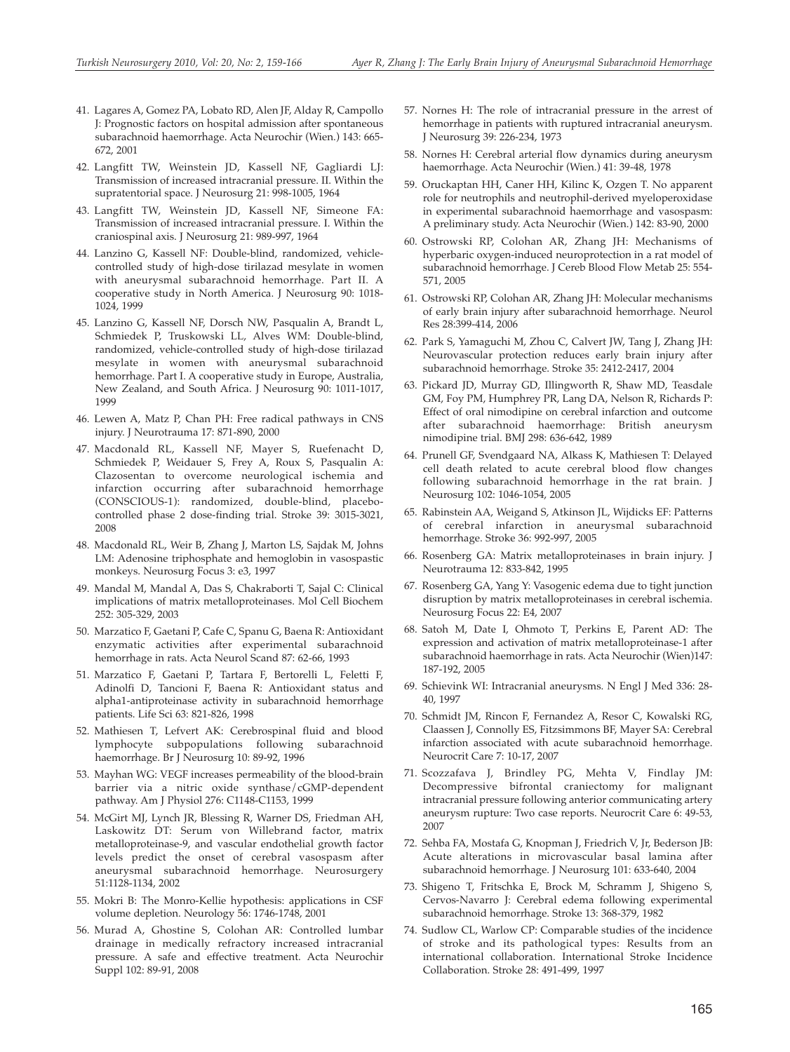41. Lagares A, Gomez PA, Lobato RD, Alen JF, Alday R, Campollo J: Prognostic factors on hospital admission after spontaneous subarachnoid haemorrhage. Acta Neurochir (Wien.) 143: 665-672, 2001

42. Langfitt TW, Weinstein JD, Kassell NF, Gagliardi LJ: Transmission of increased intracranial pressure. II. Within the supratentorial space. J Neurosurg 21: 998-1005, 1964

43. Langfitt TW, Weinstein JD, Kassell NF, Simeone FA: Transmission of increased intracranial pressure. I. Within the craniospinal axis. J Neurosurg 21: 989-997, 1964

44. Lanzino G, Kassell NF: Double-blind, randomized, vehicle-controlled study of high-dose tirilazad mesylate in women with aneurysmal subarachnoid hemorrhage. Part II. A cooperative study in North America. J Neurosurg 90: 1018-1024, 1999

45. Lanzino G, Kassell NF, Dorsch NW, Pasqualin A, Brandt L, Schmiedek P, Truskowski LL, Alves WM: Double-blind, randomized, vehicle-controlled study of high-dose tirilazad mesylate in women with aneurysmal subarachnoid hemorrhage. Part I. A cooperative study in Europe, Australia, New Zealand, and South Africa. J Neurosurg 90: 1011-1017, 1999

46. Lewen A, Matz P, Chan PH: Free radical pathways in CNS injury. J Neurotrauma 17: 871-890, 2000

47. Macdonald RL, Kassell NF, Mayer S, Ruefenacht D, Schmiedek P, Weidauer S, Frey A, Roux S, Pasqualin A: Clazosentan to overcome neurological ischemia and infarction occurring after subarachnoid hemorrhage (CONSCIOUS-1): randomized, double-blind, placebo-controlled phase 2 dose-finding trial. Stroke 39: 3015-3021, 2008

48. Macdonald RL, Weir B, Zhang J, Marton LS, Sajdak M, Johns LM: Adenosine triphosphate and hemoglobin in vasospastic monkeys. Neurosurg Focus 3: e3, 1997

49. Mandal M, Mandal A, Das S, Chakraborti T, Sajal C: Clinical implications of matrix metalloproteinases. Mol Cell Biochem 252: 305-329, 2003

50. Marzatico F, Gaetani P, Cafe C, Spanu G, Baena R: Antioxidant enzymatic activities after experimental subarachnoid hemorrhage in rats. Acta Neurol Scand 87: 62-66, 1993

51. Marzatico F, Gaetani P, Tartara F, Bertorelli L, Feletti F, Adinolfi D, Tancioni F, Baena R: Antioxidant status and alpha1-antiproteinase activity in subarachnoid hemorrhage patients. Life Sci 63: 821-826, 1998

52. Mathiesen T, Lefvert AK: Cerebrospinal fluid and blood lymphocyte subpopulations following subarachnoid haemorrhage. Br J Neurosurg 10: 89-92, 1996

53. Mayhan WG: VEGF increases permeability of the blood-brain barrier via a nitric oxide synthase/cGMP-dependent pathway. Am J Physiol 276: C1148-C1153, 1999

54. McGirt MJ, Lynch JR, Blessing R, Warner DS, Friedman AH, Laskowitz DT: Serum von Willebrand factor, matrix metalloproteinase-9, and vascular endothelial growth factor levels predict the onset of cerebral vasospasm after aneurysmal subarachnoid hemorrhage. Neurosurgery 51:1128-1134, 2002

55. Mokri B: The Monro-Kellie hypothesis: applications in CSF volume depletion. Neurology 56: 1746-1748, 2001

56. Murad A, Ghostine S, Colohan AR: Controlled lumbar drainage in medically refractory increased intracranial pressure. A safe and effective treatment. Acta Neurochir Suppl 102: 89-91, 2008

57. Nornes H: The role of intracranial pressure in the arrest of hemorrhage in patients with ruptured intracranial aneurysm. J Neurosurg 39: 226-234, 1973

58. Nornes H: Cerebral arterial flow dynamics during aneurysm haemorrhage. Acta Neurochir (Wien.) 41: 39-48, 1978

59. Oruckaptan HH, Caner HH, Kilinc K, Ozgen T. No apparent role for neutrophils and neutrophil-derived myeloperoxidase in experimental subarachnoid haemorrhage and vasospasm: A preliminary study. Acta Neurochir (Wien.) 142: 83-90, 2000

60. Ostrowski RP, Colohan AR, Zhang JH: Mechanisms of hyperbaric oxygen-induced neuroprotection in a rat model of subarachnoid hemorrhage. J Cereb Blood Flow Metab 25: 554-571, 2005

61. Ostrowski RP, Colohan AR, Zhang JH: Molecular mechanisms of early brain injury after subarachnoid hemorrhage. Neurol Res 28:399-414, 2006

62. Park S, Yamaguchi M, Zhou C, Calvert JW, Tang J, Zhang JH: Neurovascular protection reduces early brain injury after subarachnoid hemorrhage. Stroke 35: 2412-2417, 2004

63. Pickard JD, Murray GD, Illingworth R, Shaw MD, Teasdale GM, Foy PM, Humphrey PR, Lang DA, Nelson R, Richards P: Effect of oral nimodipine on cerebral infarction and outcome after subarachnoid haemorrhage: British aneurysm nimodipine trial. BMJ 298: 636-642, 1989

64. Prunell GF, Svendgaard NA, Alkass K, Mathiesen T: Delayed cell death related to acute cerebral blood flow changes following subarachnoid hemorrhage in the rat brain. J Neurosurg 102: 1046-1054, 2005

65. Rabinstein AA, Weigand S, Atkinson JL, Wijdicks EF: Patterns of cerebral infarction in aneurysmal subarachnoid hemorrhage. Stroke 36: 992-997, 2005

66. Rosenberg GA: Matrix metalloproteinases in brain injury. J Neurotrauma 12: 833-842, 1995

67. Rosenberg GA, Yang Y: Vasogenic edema due to tight junction disruption by matrix metalloproteinases in cerebral ischemia. Neurosurg Focus 22: E4, 2007

68. Satoh M, Date I, Ohmoto T, Perkins E, Parent AD: The expression and activation of matrix metalloproteinase-1 after subarachnoid haemorrhage in rats. Acta Neurochir (Wien)147: 187-192, 2005

69. Schievink WI: Intracranial aneurysms. N Engl J Med 336: 28-40, 1997

70. Schmidt JM, Rincon F, Fernandez A, Resor C, Kowalski RG, Claassen J, Connolly ES, Fitzsimmons BF, Mayer SA: Cerebral infarction associated with acute subarachnoid hemorrhage. Neurocrit Care 7: 10-17, 2007

71. Scozzafava J, Brindley PG, Mehta V, Findlay JM: Decompressive bifrontal craniectomy for malignant intracranial pressure following anterior communicating artery aneurysm rupture: Two case reports. Neurocrit Care 6: 49-53, 2007

72. Sehba FA, Mostafa G, Knopman J, Friedrich V, Jr, Bederson JB: Acute alterations in microvascular basal lamina after subarachnoid hemorrhage. J Neurosurg 101: 633-640, 2004

73. Shigeno T, Fritschka E, Brock M, Schramm J, Shigeno S, Cervos-Navarro J: Cerebral edema following experimental subarachnoid hemorrhage. Stroke 13: 368-379, 1982

74. Sudlow CL, Warlow CP: Comparable studies of the incidence of stroke and its pathological types: Results from an international collaboration. International Stroke Incidence Collaboration. Stroke 28: 491-499, 1997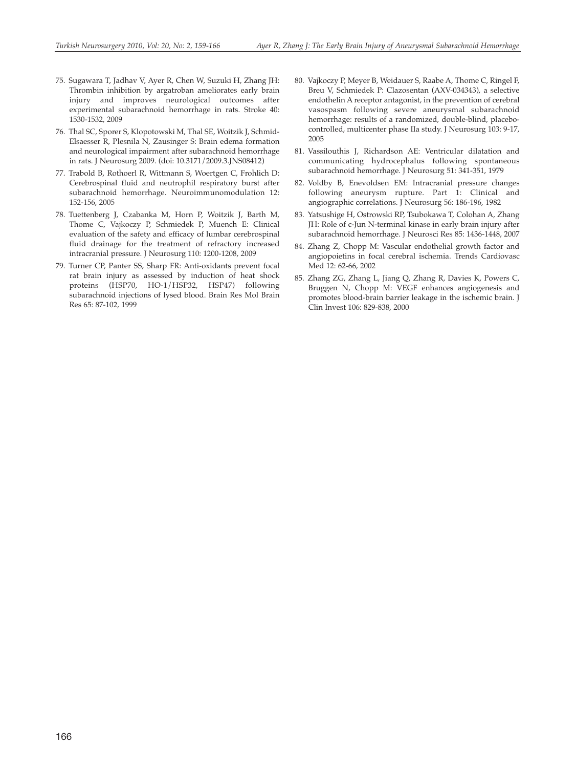75. Sugawara T, Jadhav V, Ayer R, Chen W, Suzuki H, Zhang JH: Thrombin inhibition by argatroban ameliorates early brain injury and improves neurological outcomes after experimental subarachnoid hemorrhage in rats. Stroke 40: 1530-1532, 2009

76. Thal SC, Sporer S, Klopotowski M, Thal SE, Woitzik J, Schmid-Elsaesser R, Plesnila N, Zausinger S: Brain edema formation and neurological impairment after subarachnoid hemorrhage in rats. J Neurosurg 2009. (doi: 10.3171/2009.3.JNS08412)

77. Trabold B, Rothoerl R, Wittmann S, Woertgen C, Frohlich D: Cerebrospinal fluid and neutrophil respiratory burst after subarachnoid hemorrhage. Neuroimmunomodulation 12: 152-156, 2005

78. Tuettenberg J, Czabanka M, Horn P, Woitzik J, Barth M, Thome C, Vajkoczy P, Schmiedek P, Muench E: Clinical evaluation of the safety and efficacy of lumbar cerebrospinal fluid drainage for the treatment of refractory increased intracranial pressure. J Neurosurg 110: 1200-1208, 2009

79. Turner CP, Panter SS, Sharp FR: Anti-oxidants prevent focal rat brain injury as assessed by induction of heat shock proteins (HSP70, HO-1/HSP32, HSP47) following subarachnoid injections of lysed blood. Brain Res Mol Brain Res 65: 87-102, 1999

80. Vajkoczy P, Meyer B, Weidauer S, Raabe A, Thome C, Ringel F, Breu V, Schmiedek P: Clazosentan (AXV-034343), a selective endothelin A receptor antagonist, in the prevention of cerebral vasospasm following severe aneurysmal subarachnoid hemorrhage: results of a randomized, double-blind, placebo-controlled, multicenter phase IIa study. J Neurosurg 103: 9-17, 2005

81. Vassilouthis J, Richardson AE: Ventricular dilatation and communicating hydrocephalus following spontaneous subarachnoid hemorrhage. J Neurosurg 51: 341-351, 1979

82. Voldby B, Enevoldsen EM: Intracranial pressure changes following aneurysm rupture. Part 1: Clinical and angiographic correlations. J Neurosurg 56: 186-196, 1982

83. Yatsushige H, Ostrowski RP, Tsubokawa T, Colohan A, Zhang JH: Role of c-Jun N-terminal kinase in early brain injury after subarachnoid hemorrhage. J Neurosci Res 85: 1436-1448, 2007

84. Zhang Z, Chopp M: Vascular endothelial growth factor and angiopoietins in focal cerebral ischemia. Trends Cardiovasc Med 12: 62-66, 2002

85. Zhang ZG, Zhang L, Jiang Q, Zhang R, Davies K, Powers C, Bruggen N, Chopp M: VEGF enhances angiogenesis and promotes blood-brain barrier leakage in the ischemic brain. J Clin Invest 106: 829-838, 2000